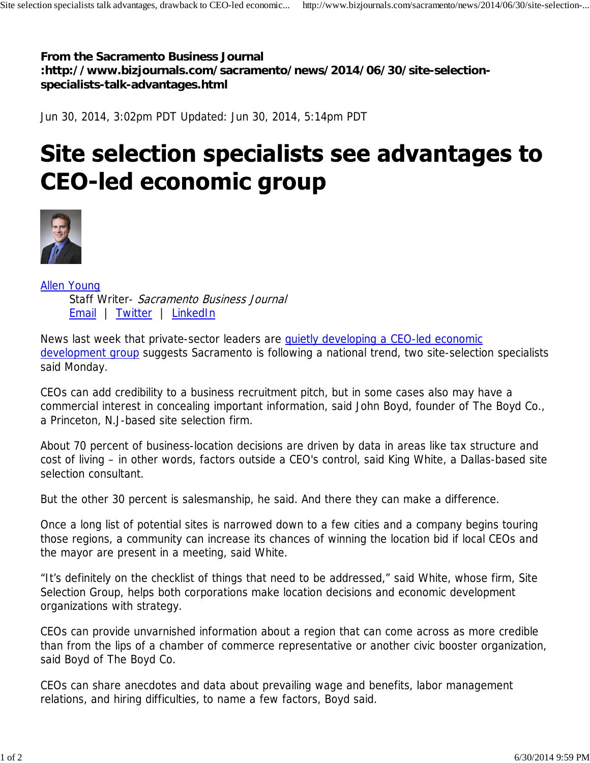**From the Sacramento Business Journal :http://www.bizjournals.com/sacramento/news/2014/06/30/site-selection-specialists-talk-advantages.html**

Jun 30, 2014, 3:02pm PDT Updated: Jun 30, 2014, 5:14pm PDT

# Site selection specialists see advantages to CEO-led economic group

Allen Young
Staff Writer- *Sacramento Business Journal*
Email | Twitter | LinkedIn

News last week that private-sector leaders are quietly developing a CEO-led economic development group suggests Sacramento is following a national trend, two site-selection specialists said Monday.

CEOs can add credibility to a business recruitment pitch, but in some cases also may have a commercial interest in concealing important information, said John Boyd, founder of The Boyd Co., a Princeton, N.J-based site selection firm.

About 70 percent of business-location decisions are driven by data in areas like tax structure and cost of living – in other words, factors outside a CEO's control, said King White, a Dallas-based site selection consultant.

But the other 30 percent is salesmanship, he said. And there they can make a difference.

Once a long list of potential sites is narrowed down to a few cities and a company begins touring those regions, a community can increase its chances of winning the location bid if local CEOs and the mayor are present in a meeting, said White.

"It's definitely on the checklist of things that need to be addressed," said White, whose firm, Site Selection Group, helps both corporations make location decisions and economic development organizations with strategy.

CEOs can provide unvarnished information about a region that can come across as more credible than from the lips of a chamber of commerce representative or another civic booster organization, said Boyd of The Boyd Co.

CEOs can share anecdotes and data about prevailing wage and benefits, labor management relations, and hiring difficulties, to name a few factors, Boyd said.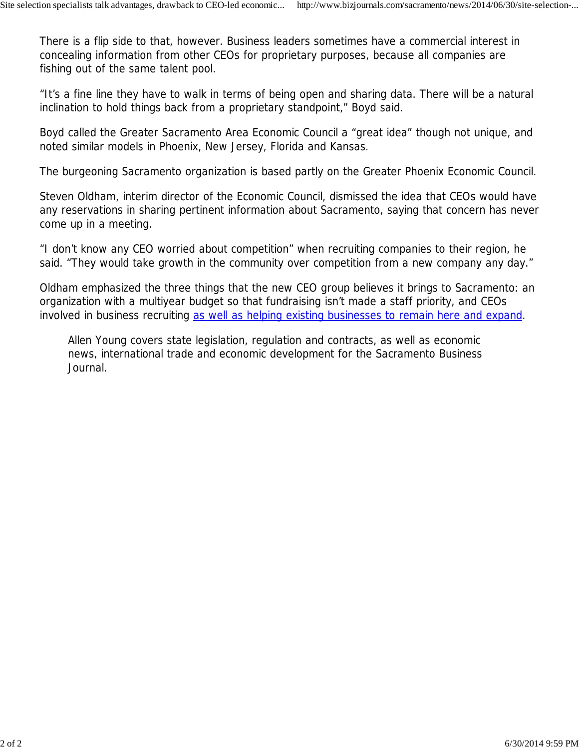There is a flip side to that, however. Business leaders sometimes have a commercial interest in concealing information from other CEOs for proprietary purposes, because all companies are fishing out of the same talent pool.

“It’s a fine line they have to walk in terms of being open and sharing data. There will be a natural inclination to hold things back from a proprietary standpoint,” Boyd said.

Boyd called the Greater Sacramento Area Economic Council a “great idea” though not unique, and noted similar models in Phoenix, New Jersey, Florida and Kansas.

The burgeoning Sacramento organization is based partly on the Greater Phoenix Economic Council.

Steven Oldham, interim director of the Economic Council, dismissed the idea that CEOs would have any reservations in sharing pertinent information about Sacramento, saying that concern has never come up in a meeting.

“I don’t know any CEO worried about competition” when recruiting companies to their region, he said. “They would take growth in the community over competition from a new company any day.”

Oldham emphasized the three things that the new CEO group believes it brings to Sacramento: an organization with a multiyear budget so that fundraising isn’t made a staff priority, and CEOs involved in business recruiting as well as helping existing businesses to remain here and expand.

> Allen Young covers state legislation, regulation and contracts, as well as economic news, international trade and economic development for the Sacramento Business Journal.